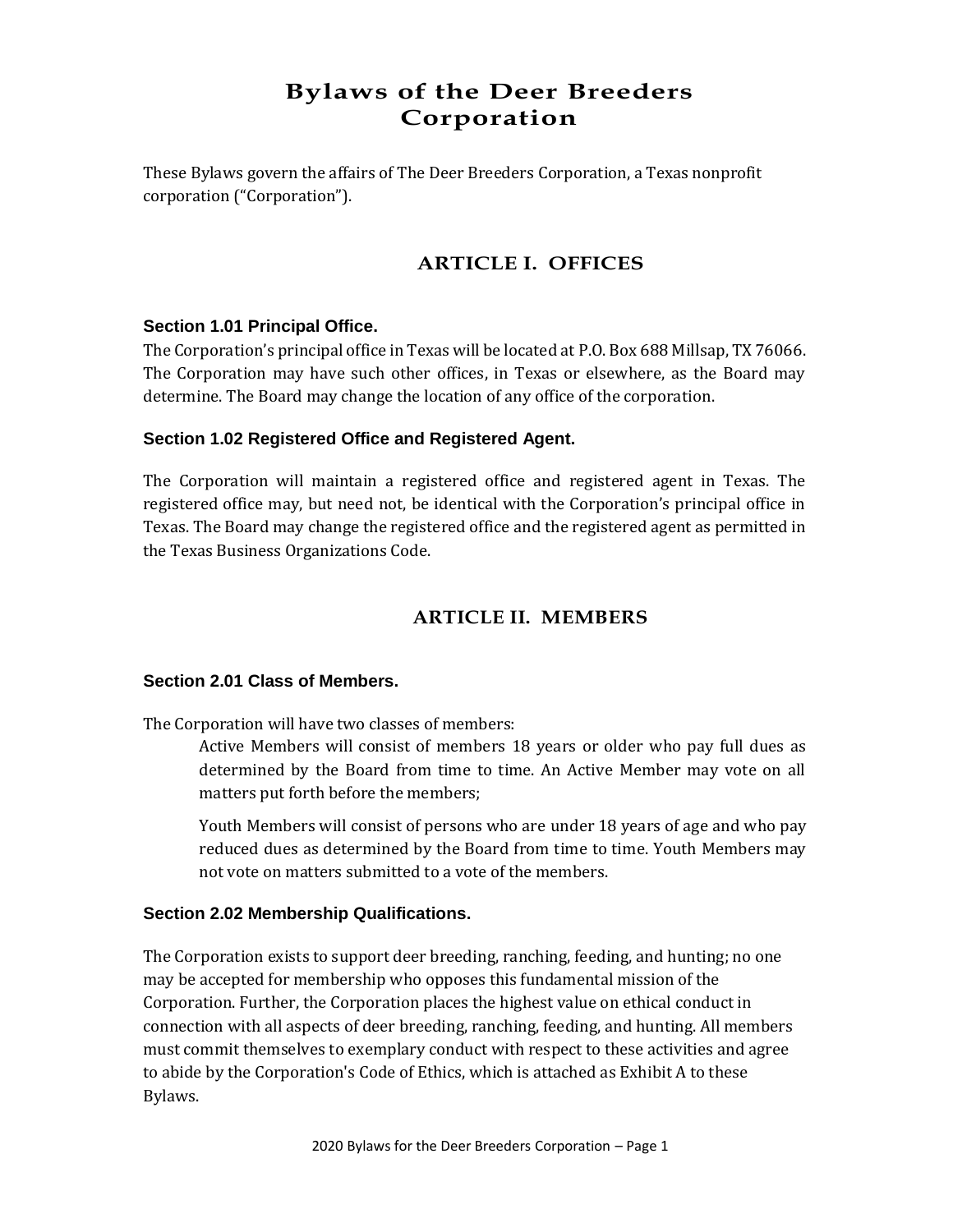# Bylaws of the Deer Breeders Corporation

These Bylaws govern the affairs of The Deer Breeders Corporation, a Texas nonprofit corporation ("Corporation").

## ARTICLE I. OFFICES

### Section 1.01 Principal Office.

The Corporation's principal office in Texas will be located at P.O. Box 688 Millsap, TX 76066. The Corporation may have such other offices, in Texas or elsewhere, as the Board may determine. The Board may change the location of any office of the corporation.

### Section 1.02 Registered Office and Registered Agent.

The Corporation will maintain a registered office and registered agent in Texas. The registered office may, but need not, be identical with the Corporation's principal office in Texas. The Board may change the registered office and the registered agent as permitted in the Texas Business Organizations Code.

## ARTICLE II. MEMBERS

### Section 2.01 Class of Members.

The Corporation will have two classes of members:

> Active Members will consist of members 18 years or older who pay full dues as determined by the Board from time to time. An Active Member may vote on all matters put forth before the members;
>
> Youth Members will consist of persons who are under 18 years of age and who pay reduced dues as determined by the Board from time to time. Youth Members may not vote on matters submitted to a vote of the members.

### Section 2.02 Membership Qualifications.

The Corporation exists to support deer breeding, ranching, feeding, and hunting; no one may be accepted for membership who opposes this fundamental mission of the Corporation. Further, the Corporation places the highest value on ethical conduct in connection with all aspects of deer breeding, ranching, feeding, and hunting. All members must commit themselves to exemplary conduct with respect to these activities and agree to abide by the Corporation's Code of Ethics, which is attached as Exhibit A to these Bylaws.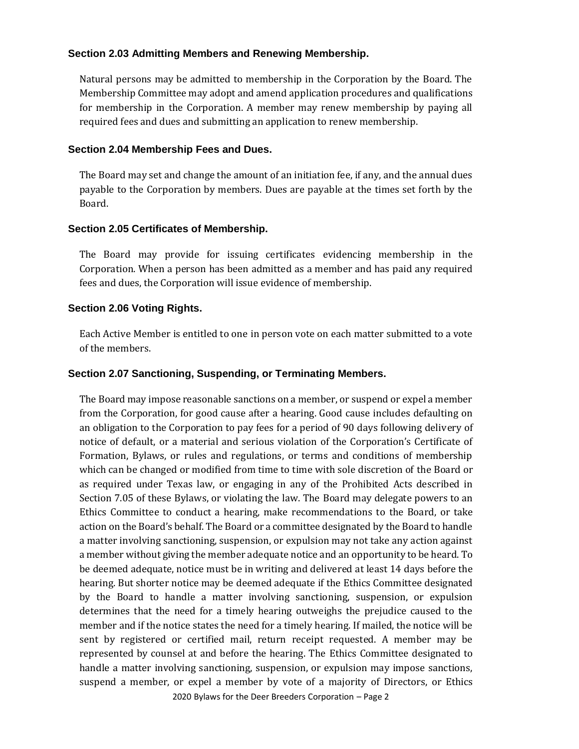### Section 2.03 Admitting Members and Renewing Membership.

Natural persons may be admitted to membership in the Corporation by the Board. The Membership Committee may adopt and amend application procedures and qualifications for membership in the Corporation. A member may renew membership by paying all required fees and dues and submitting an application to renew membership.

### Section 2.04 Membership Fees and Dues.

The Board may set and change the amount of an initiation fee, if any, and the annual dues payable to the Corporation by members. Dues are payable at the times set forth by the Board.

### Section 2.05 Certificates of Membership.

The Board may provide for issuing certificates evidencing membership in the Corporation. When a person has been admitted as a member and has paid any required fees and dues, the Corporation will issue evidence of membership.

### Section 2.06 Voting Rights.

Each Active Member is entitled to one in person vote on each matter submitted to a vote of the members.

### Section 2.07 Sanctioning, Suspending, or Terminating Members.

The Board may impose reasonable sanctions on a member, or suspend or expel a member from the Corporation, for good cause after a hearing. Good cause includes defaulting on an obligation to the Corporation to pay fees for a period of 90 days following delivery of notice of default, or a material and serious violation of the Corporation's Certificate of Formation, Bylaws, or rules and regulations, or terms and conditions of membership which can be changed or modified from time to time with sole discretion of the Board or as required under Texas law, or engaging in any of the Prohibited Acts described in Section 7.05 of these Bylaws, or violating the law. The Board may delegate powers to an Ethics Committee to conduct a hearing, make recommendations to the Board, or take action on the Board's behalf. The Board or a committee designated by the Board to handle a matter involving sanctioning, suspension, or expulsion may not take any action against a member without giving the member adequate notice and an opportunity to be heard. To be deemed adequate, notice must be in writing and delivered at least 14 days before the hearing. But shorter notice may be deemed adequate if the Ethics Committee designated by the Board to handle a matter involving sanctioning, suspension, or expulsion determines that the need for a timely hearing outweighs the prejudice caused to the member and if the notice states the need for a timely hearing. If mailed, the notice will be sent by registered or certified mail, return receipt requested. A member may be represented by counsel at and before the hearing. The Ethics Committee designated to handle a matter involving sanctioning, suspension, or expulsion may impose sanctions, suspend a member, or expel a member by vote of a majority of Directors, or Ethics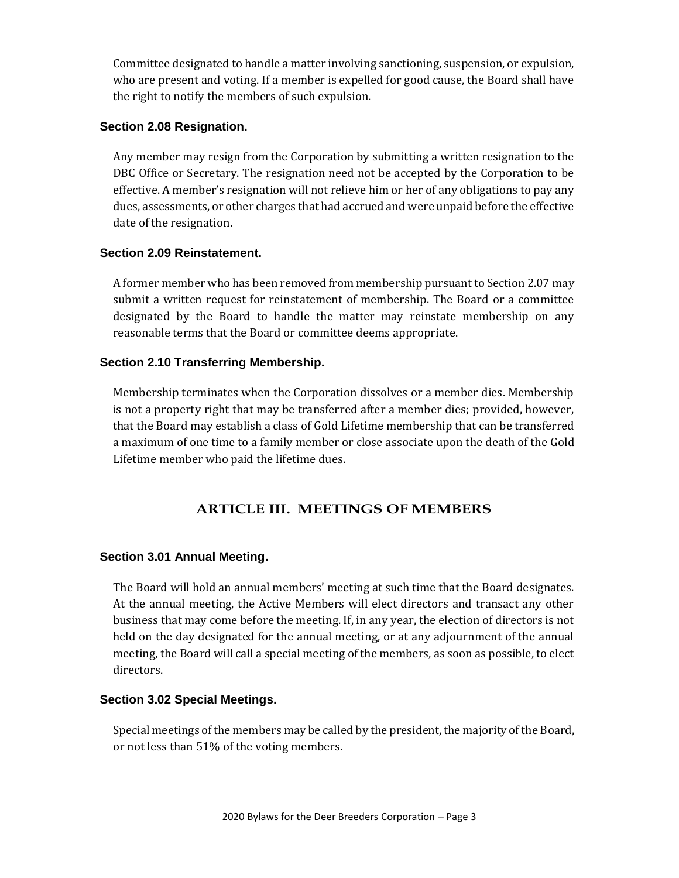Committee designated to handle a matter involving sanctioning, suspension, or expulsion, who are present and voting. If a member is expelled for good cause, the Board shall have the right to notify the members of such expulsion.

### Section 2.08 Resignation.

Any member may resign from the Corporation by submitting a written resignation to the DBC Office or Secretary. The resignation need not be accepted by the Corporation to be effective. A member's resignation will not relieve him or her of any obligations to pay any dues, assessments, or other charges that had accrued and were unpaid before the effective date of the resignation.

### Section 2.09 Reinstatement.

A former member who has been removed from membership pursuant to Section 2.07 may submit a written request for reinstatement of membership. The Board or a committee designated by the Board to handle the matter may reinstate membership on any reasonable terms that the Board or committee deems appropriate.

### Section 2.10 Transferring Membership.

Membership terminates when the Corporation dissolves or a member dies. Membership is not a property right that may be transferred after a member dies; provided, however, that the Board may establish a class of Gold Lifetime membership that can be transferred a maximum of one time to a family member or close associate upon the death of the Gold Lifetime member who paid the lifetime dues.

## ARTICLE III. MEETINGS OF MEMBERS

### Section 3.01 Annual Meeting.

The Board will hold an annual members' meeting at such time that the Board designates. At the annual meeting, the Active Members will elect directors and transact any other business that may come before the meeting. If, in any year, the election of directors is not held on the day designated for the annual meeting, or at any adjournment of the annual meeting, the Board will call a special meeting of the members, as soon as possible, to elect directors.

### Section 3.02 Special Meetings.

Special meetings of the members may be called by the president, the majority of the Board, or not less than 51% of the voting members.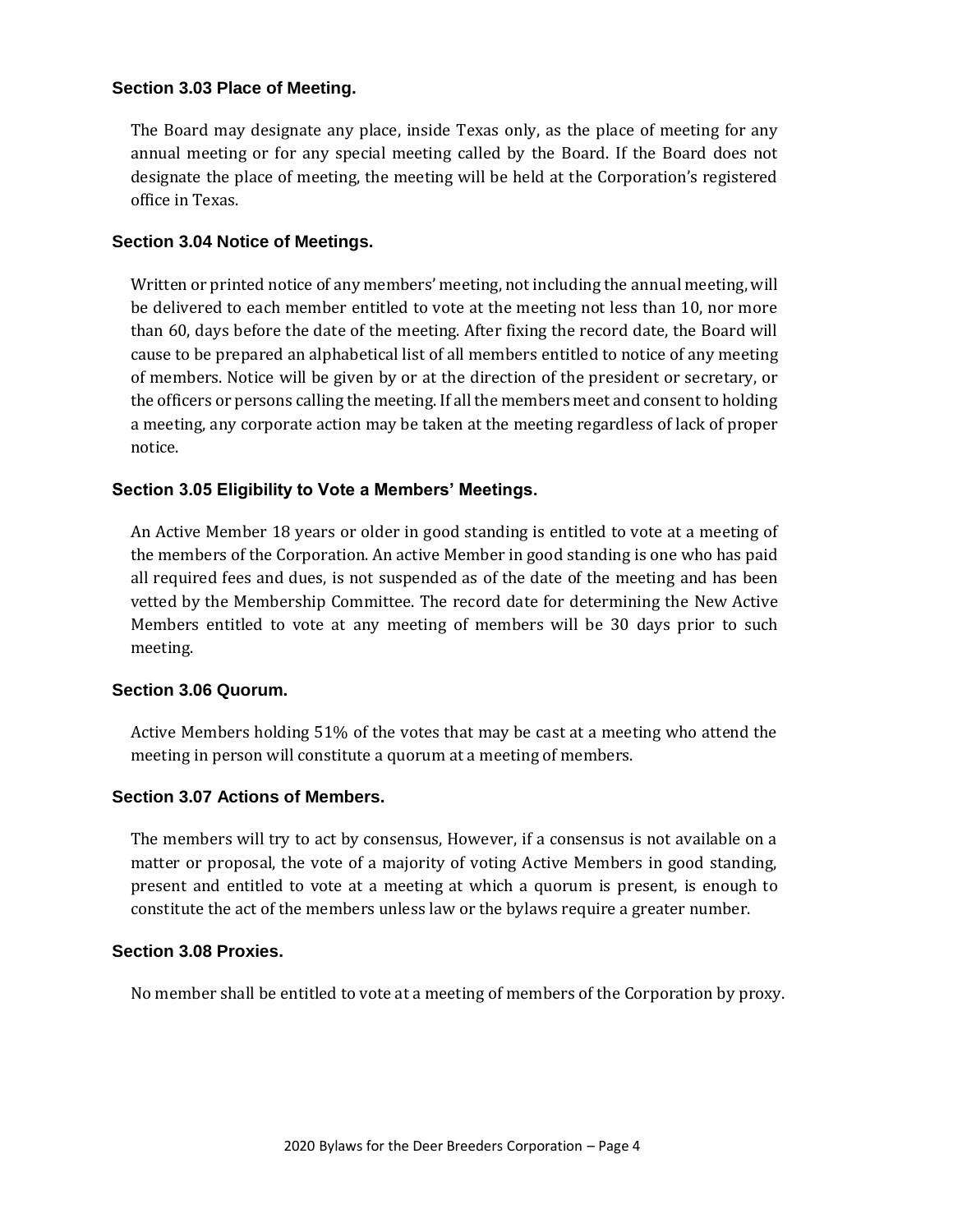### Section 3.03 Place of Meeting.

The Board may designate any place, inside Texas only, as the place of meeting for any annual meeting or for any special meeting called by the Board. If the Board does not designate the place of meeting, the meeting will be held at the Corporation's registered office in Texas.

### Section 3.04 Notice of Meetings.

Written or printed notice of any members' meeting, not including the annual meeting, will be delivered to each member entitled to vote at the meeting not less than 10, nor more than 60, days before the date of the meeting. After fixing the record date, the Board will cause to be prepared an alphabetical list of all members entitled to notice of any meeting of members. Notice will be given by or at the direction of the president or secretary, or the officers or persons calling the meeting. If all the members meet and consent to holding a meeting, any corporate action may be taken at the meeting regardless of lack of proper notice.

### Section 3.05 Eligibility to Vote a Members' Meetings.

An Active Member 18 years or older in good standing is entitled to vote at a meeting of the members of the Corporation. An active Member in good standing is one who has paid all required fees and dues, is not suspended as of the date of the meeting and has been vetted by the Membership Committee. The record date for determining the New Active Members entitled to vote at any meeting of members will be 30 days prior to such meeting.

### Section 3.06 Quorum.

Active Members holding 51% of the votes that may be cast at a meeting who attend the meeting in person will constitute a quorum at a meeting of members.

### Section 3.07 Actions of Members.

The members will try to act by consensus, However, if a consensus is not available on a matter or proposal, the vote of a majority of voting Active Members in good standing, present and entitled to vote at a meeting at which a quorum is present, is enough to constitute the act of the members unless law or the bylaws require a greater number.

### Section 3.08 Proxies.

No member shall be entitled to vote at a meeting of members of the Corporation by proxy.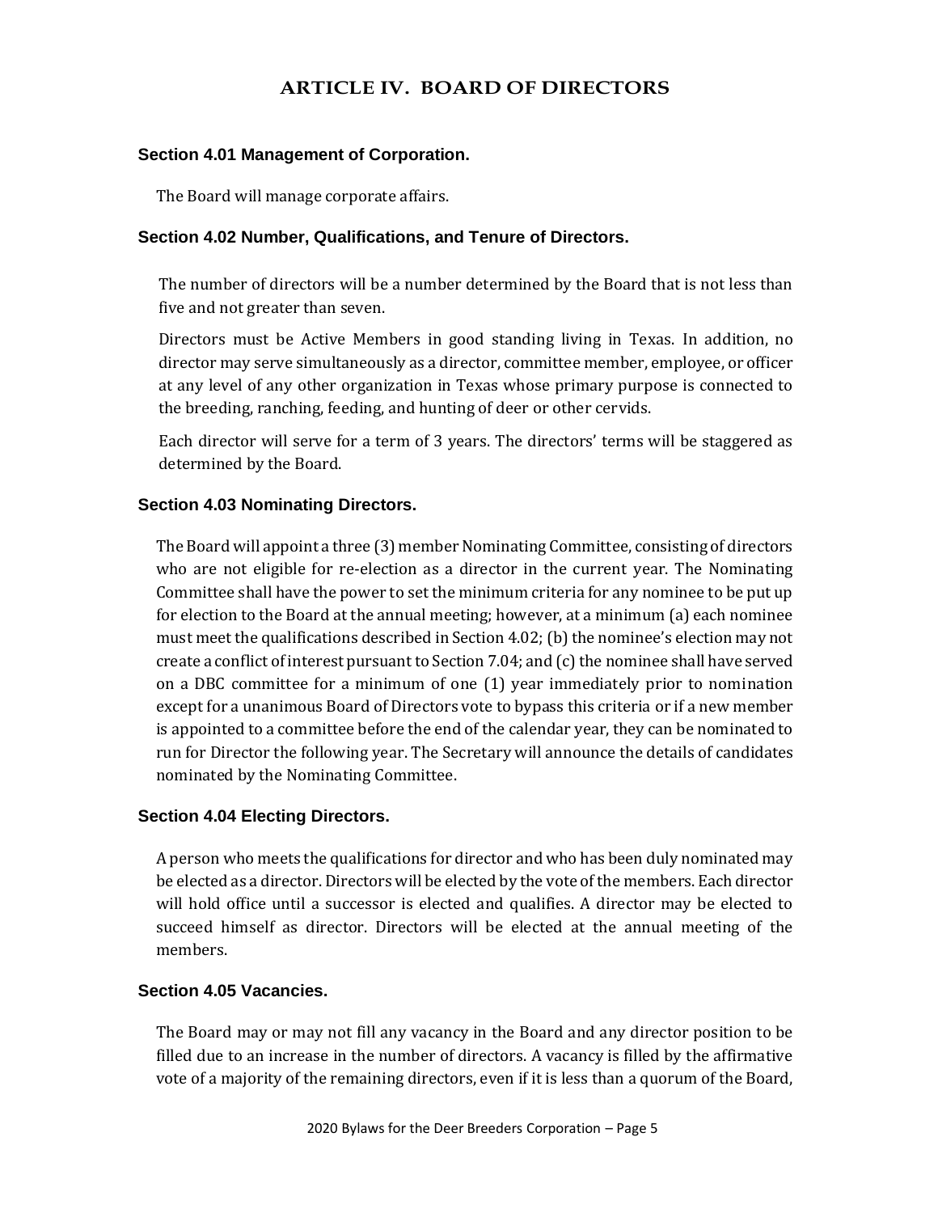# ARTICLE IV. BOARD OF DIRECTORS

## Section 4.01 Management of Corporation.

The Board will manage corporate affairs.

## Section 4.02 Number, Qualifications, and Tenure of Directors.

The number of directors will be a number determined by the Board that is not less than five and not greater than seven.

Directors must be Active Members in good standing living in Texas. In addition, no director may serve simultaneously as a director, committee member, employee, or officer at any level of any other organization in Texas whose primary purpose is connected to the breeding, ranching, feeding, and hunting of deer or other cervids.

Each director will serve for a term of 3 years. The directors' terms will be staggered as determined by the Board.

## Section 4.03 Nominating Directors.

The Board will appoint a three (3) member Nominating Committee, consisting of directors who are not eligible for re-election as a director in the current year. The Nominating Committee shall have the power to set the minimum criteria for any nominee to be put up for election to the Board at the annual meeting; however, at a minimum (a) each nominee must meet the qualifications described in Section 4.02; (b) the nominee's election may not create a conflict of interest pursuant to Section 7.04; and (c) the nominee shall have served on a DBC committee for a minimum of one (1) year immediately prior to nomination except for a unanimous Board of Directors vote to bypass this criteria or if a new member is appointed to a committee before the end of the calendar year, they can be nominated to run for Director the following year. The Secretary will announce the details of candidates nominated by the Nominating Committee.

## Section 4.04 Electing Directors.

A person who meets the qualifications for director and who has been duly nominated may be elected as a director. Directors will be elected by the vote of the members. Each director will hold office until a successor is elected and qualifies. A director may be elected to succeed himself as director. Directors will be elected at the annual meeting of the members.

## Section 4.05 Vacancies.

The Board may or may not fill any vacancy in the Board and any director position to be filled due to an increase in the number of directors. A vacancy is filled by the affirmative vote of a majority of the remaining directors, even if it is less than a quorum of the Board,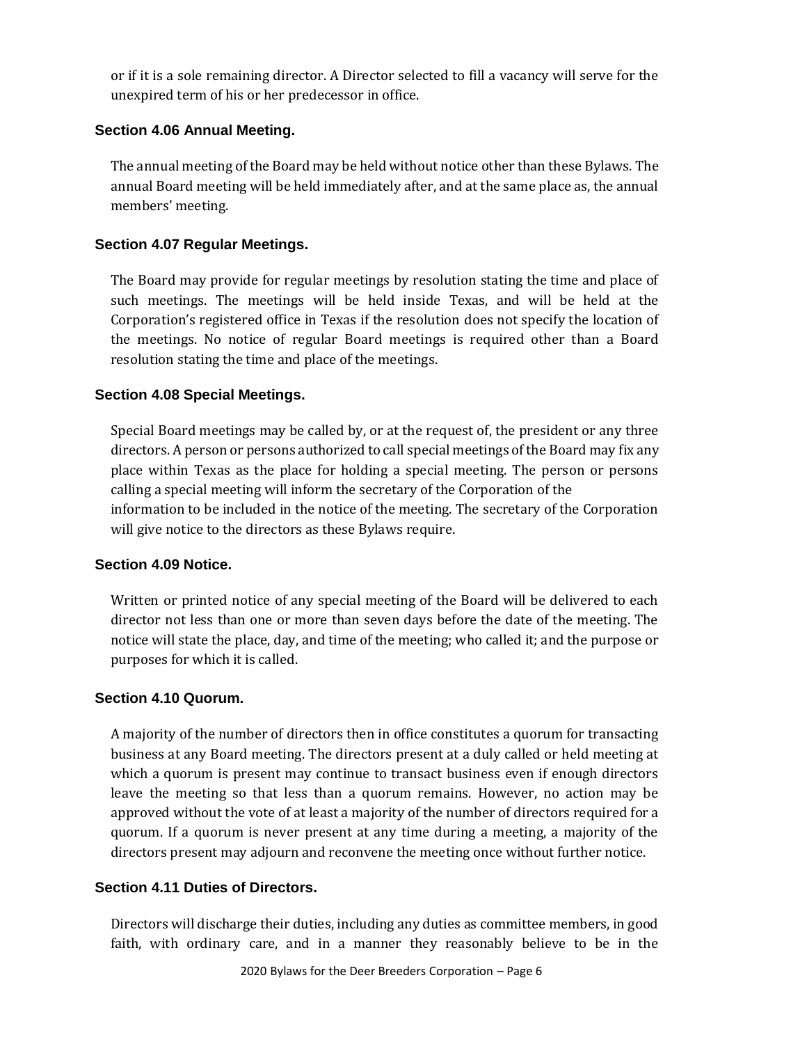or if it is a sole remaining director. A Director selected to fill a vacancy will serve for the unexpired term of his or her predecessor in office.

### Section 4.06 Annual Meeting.

The annual meeting of the Board may be held without notice other than these Bylaws. The annual Board meeting will be held immediately after, and at the same place as, the annual members' meeting.

### Section 4.07 Regular Meetings.

The Board may provide for regular meetings by resolution stating the time and place of such meetings. The meetings will be held inside Texas, and will be held at the Corporation's registered office in Texas if the resolution does not specify the location of the meetings. No notice of regular Board meetings is required other than a Board resolution stating the time and place of the meetings.

### Section 4.08 Special Meetings.

Special Board meetings may be called by, or at the request of, the president or any three directors. A person or persons authorized to call special meetings of the Board may fix any place within Texas as the place for holding a special meeting. The person or persons calling a special meeting will inform the secretary of the Corporation of the information to be included in the notice of the meeting. The secretary of the Corporation will give notice to the directors as these Bylaws require.

### Section 4.09 Notice.

Written or printed notice of any special meeting of the Board will be delivered to each director not less than one or more than seven days before the date of the meeting. The notice will state the place, day, and time of the meeting; who called it; and the purpose or purposes for which it is called.

### Section 4.10 Quorum.

A majority of the number of directors then in office constitutes a quorum for transacting business at any Board meeting. The directors present at a duly called or held meeting at which a quorum is present may continue to transact business even if enough directors leave the meeting so that less than a quorum remains. However, no action may be approved without the vote of at least a majority of the number of directors required for a quorum. If a quorum is never present at any time during a meeting, a majority of the directors present may adjourn and reconvene the meeting once without further notice.

### Section 4.11 Duties of Directors.

Directors will discharge their duties, including any duties as committee members, in good faith, with ordinary care, and in a manner they reasonably believe to be in the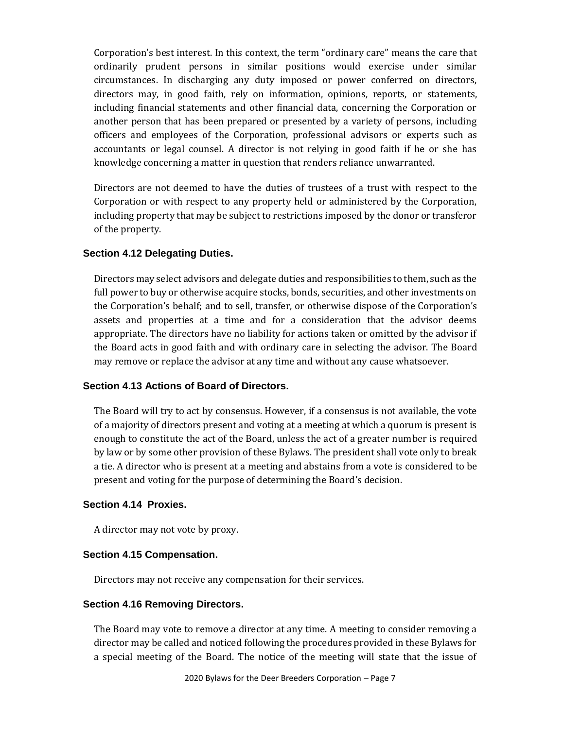Corporation's best interest. In this context, the term "ordinary care" means the care that ordinarily prudent persons in similar positions would exercise under similar circumstances. In discharging any duty imposed or power conferred on directors, directors may, in good faith, rely on information, opinions, reports, or statements, including financial statements and other financial data, concerning the Corporation or another person that has been prepared or presented by a variety of persons, including officers and employees of the Corporation, professional advisors or experts such as accountants or legal counsel. A director is not relying in good faith if he or she has knowledge concerning a matter in question that renders reliance unwarranted.

Directors are not deemed to have the duties of trustees of a trust with respect to the Corporation or with respect to any property held or administered by the Corporation, including property that may be subject to restrictions imposed by the donor or transferor of the property.

### Section 4.12 Delegating Duties.

Directors may select advisors and delegate duties and responsibilities to them, such as the full power to buy or otherwise acquire stocks, bonds, securities, and other investments on the Corporation's behalf; and to sell, transfer, or otherwise dispose of the Corporation's assets and properties at a time and for a consideration that the advisor deems appropriate. The directors have no liability for actions taken or omitted by the advisor if the Board acts in good faith and with ordinary care in selecting the advisor. The Board may remove or replace the advisor at any time and without any cause whatsoever.

### Section 4.13 Actions of Board of Directors.

The Board will try to act by consensus. However, if a consensus is not available, the vote of a majority of directors present and voting at a meeting at which a quorum is present is enough to constitute the act of the Board, unless the act of a greater number is required by law or by some other provision of these Bylaws. The president shall vote only to break a tie. A director who is present at a meeting and abstains from a vote is considered to be present and voting for the purpose of determining the Board's decision.

### Section 4.14 Proxies.

A director may not vote by proxy.

### Section 4.15 Compensation.

Directors may not receive any compensation for their services.

### Section 4.16 Removing Directors.

The Board may vote to remove a director at any time. A meeting to consider removing a director may be called and noticed following the procedures provided in these Bylaws for a special meeting of the Board. The notice of the meeting will state that the issue of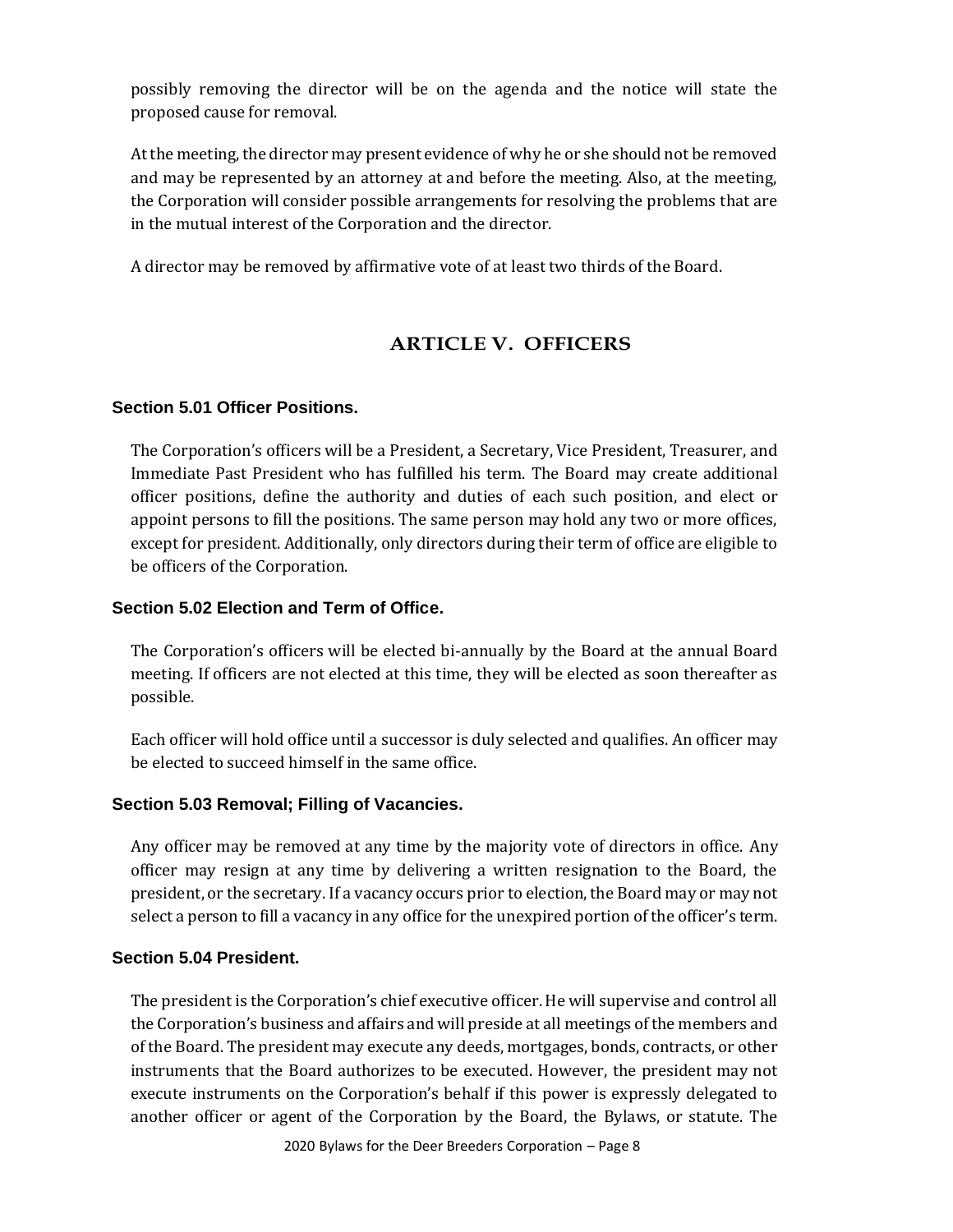possibly removing the director will be on the agenda and the notice will state the proposed cause for removal.

At the meeting, the director may present evidence of why he or she should not be removed and may be represented by an attorney at and before the meeting. Also, at the meeting, the Corporation will consider possible arrangements for resolving the problems that are in the mutual interest of the Corporation and the director.

A director may be removed by affirmative vote of at least two thirds of the Board.

## ARTICLE V. OFFICERS

### Section 5.01 Officer Positions.

The Corporation's officers will be a President, a Secretary, Vice President, Treasurer, and Immediate Past President who has fulfilled his term. The Board may create additional officer positions, define the authority and duties of each such position, and elect or appoint persons to fill the positions. The same person may hold any two or more offices, except for president. Additionally, only directors during their term of office are eligible to be officers of the Corporation.

### Section 5.02 Election and Term of Office.

The Corporation's officers will be elected bi-annually by the Board at the annual Board meeting. If officers are not elected at this time, they will be elected as soon thereafter as possible.

Each officer will hold office until a successor is duly selected and qualifies. An officer may be elected to succeed himself in the same office.

### Section 5.03 Removal; Filling of Vacancies.

Any officer may be removed at any time by the majority vote of directors in office. Any officer may resign at any time by delivering a written resignation to the Board, the president, or the secretary. If a vacancy occurs prior to election, the Board may or may not select a person to fill a vacancy in any office for the unexpired portion of the officer's term.

### Section 5.04 President.

The president is the Corporation's chief executive officer. He will supervise and control all the Corporation's business and affairs and will preside at all meetings of the members and of the Board. The president may execute any deeds, mortgages, bonds, contracts, or other instruments that the Board authorizes to be executed. However, the president may not execute instruments on the Corporation's behalf if this power is expressly delegated to another officer or agent of the Corporation by the Board, the Bylaws, or statute. The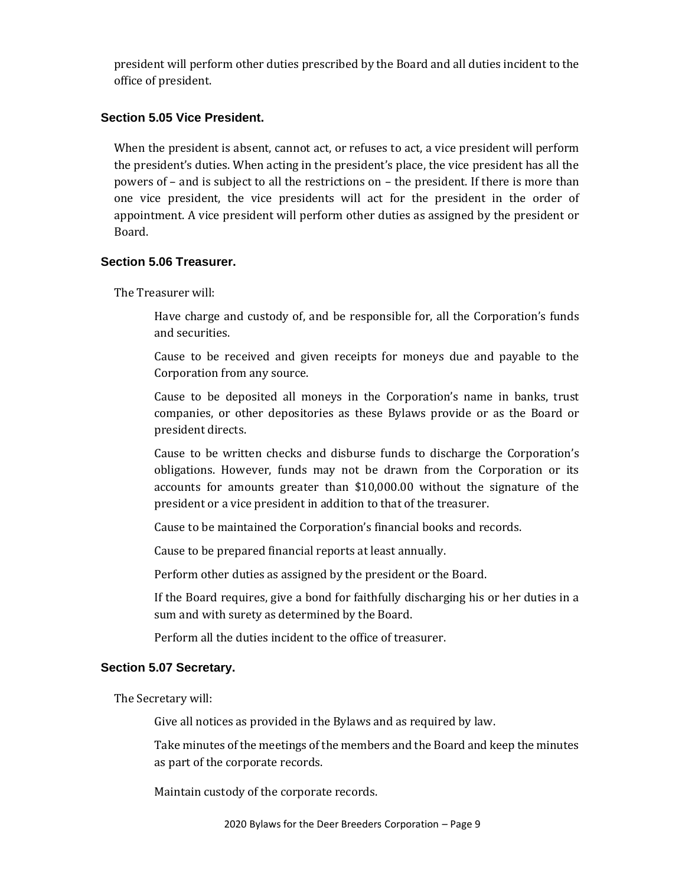president will perform other duties prescribed by the Board and all duties incident to the office of president.

### Section 5.05 Vice President.

When the president is absent, cannot act, or refuses to act, a vice president will perform the president's duties. When acting in the president's place, the vice president has all the powers of – and is subject to all the restrictions on – the president. If there is more than one vice president, the vice presidents will act for the president in the order of appointment. A vice president will perform other duties as assigned by the president or Board.

### Section 5.06 Treasurer.

The Treasurer will:

> Have charge and custody of, and be responsible for, all the Corporation's funds and securities.
>
> Cause to be received and given receipts for moneys due and payable to the Corporation from any source.
>
> Cause to be deposited all moneys in the Corporation's name in banks, trust companies, or other depositories as these Bylaws provide or as the Board or president directs.
>
> Cause to be written checks and disburse funds to discharge the Corporation's obligations. However, funds may not be drawn from the Corporation or its accounts for amounts greater than $10,000.00 without the signature of the president or a vice president in addition to that of the treasurer.
>
> Cause to be maintained the Corporation's financial books and records.
>
> Cause to be prepared financial reports at least annually.
>
> Perform other duties as assigned by the president or the Board.
>
> If the Board requires, give a bond for faithfully discharging his or her duties in a sum and with surety as determined by the Board.
>
> Perform all the duties incident to the office of treasurer.

### Section 5.07 Secretary.

The Secretary will:

> Give all notices as provided in the Bylaws and as required by law.
>
> Take minutes of the meetings of the members and the Board and keep the minutes as part of the corporate records.
>
> Maintain custody of the corporate records.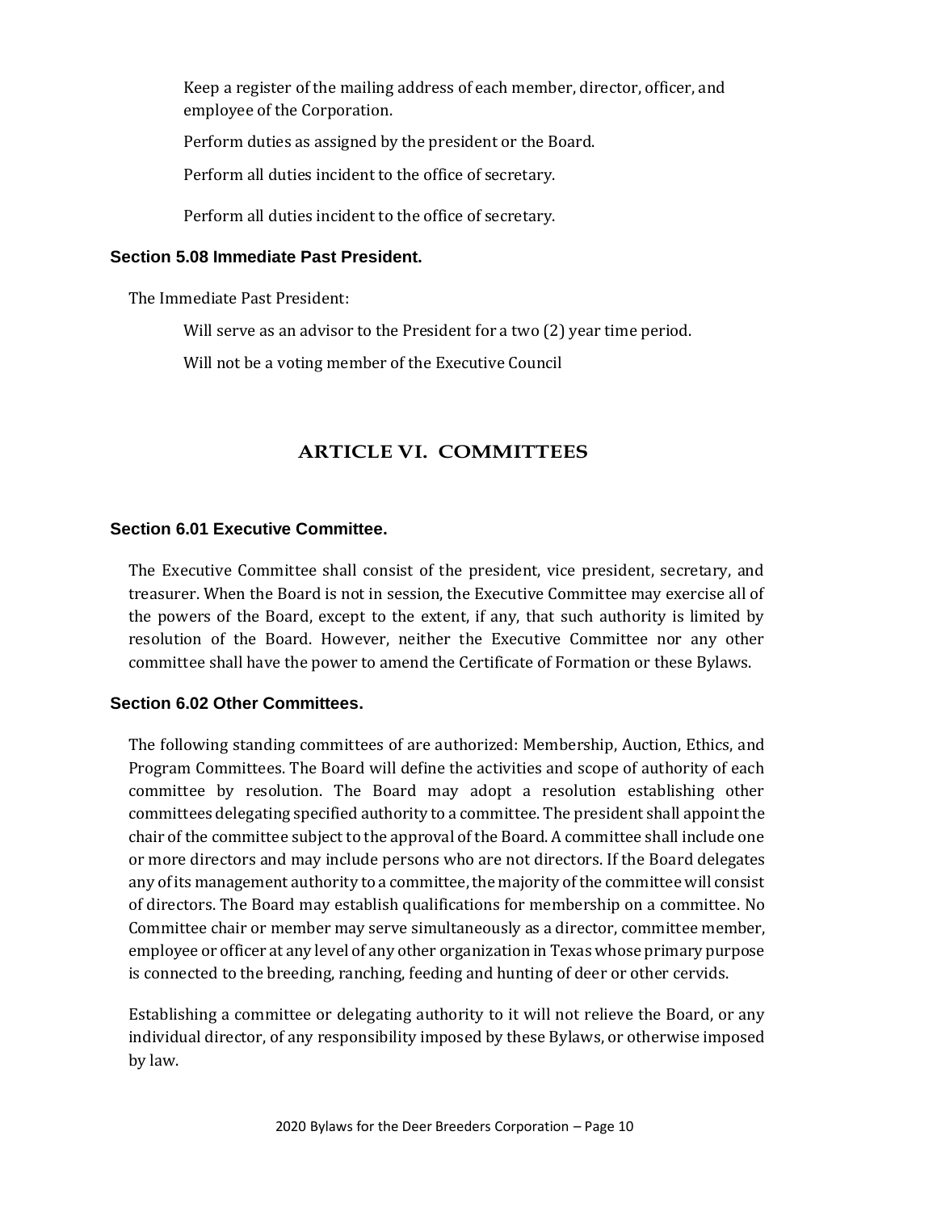Keep a register of the mailing address of each member, director, officer, and employee of the Corporation.

Perform duties as assigned by the president or the Board.

Perform all duties incident to the office of secretary.

Perform all duties incident to the office of secretary.

### Section 5.08 Immediate Past President.

The Immediate Past President:

Will serve as an advisor to the President for a two (2) year time period.

Will not be a voting member of the Executive Council

## ARTICLE VI. COMMITTEES

### Section 6.01 Executive Committee.

The Executive Committee shall consist of the president, vice president, secretary, and treasurer. When the Board is not in session, the Executive Committee may exercise all of the powers of the Board, except to the extent, if any, that such authority is limited by resolution of the Board. However, neither the Executive Committee nor any other committee shall have the power to amend the Certificate of Formation or these Bylaws.

### Section 6.02 Other Committees.

The following standing committees of are authorized: Membership, Auction, Ethics, and Program Committees. The Board will define the activities and scope of authority of each committee by resolution. The Board may adopt a resolution establishing other committees delegating specified authority to a committee. The president shall appoint the chair of the committee subject to the approval of the Board. A committee shall include one or more directors and may include persons who are not directors. If the Board delegates any of its management authority to a committee, the majority of the committee will consist of directors. The Board may establish qualifications for membership on a committee. No Committee chair or member may serve simultaneously as a director, committee member, employee or officer at any level of any other organization in Texas whose primary purpose is connected to the breeding, ranching, feeding and hunting of deer or other cervids.

Establishing a committee or delegating authority to it will not relieve the Board, or any individual director, of any responsibility imposed by these Bylaws, or otherwise imposed by law.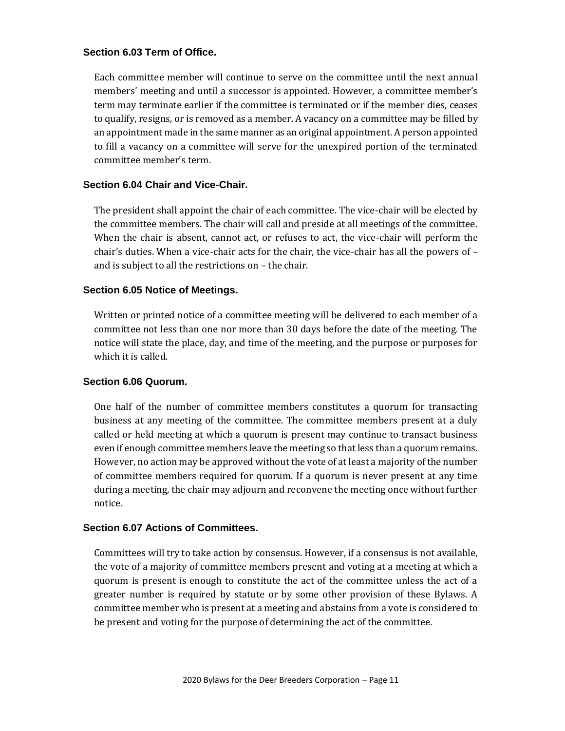### Section 6.03 Term of Office.

Each committee member will continue to serve on the committee until the next annual members' meeting and until a successor is appointed. However, a committee member's term may terminate earlier if the committee is terminated or if the member dies, ceases to qualify, resigns, or is removed as a member. A vacancy on a committee may be filled by an appointment made in the same manner as an original appointment. A person appointed to fill a vacancy on a committee will serve for the unexpired portion of the terminated committee member's term.

### Section 6.04 Chair and Vice-Chair.

The president shall appoint the chair of each committee. The vice-chair will be elected by the committee members. The chair will call and preside at all meetings of the committee. When the chair is absent, cannot act, or refuses to act, the vice-chair will perform the chair's duties. When a vice-chair acts for the chair, the vice-chair has all the powers of – and is subject to all the restrictions on – the chair.

### Section 6.05 Notice of Meetings.

Written or printed notice of a committee meeting will be delivered to each member of a committee not less than one nor more than 30 days before the date of the meeting. The notice will state the place, day, and time of the meeting, and the purpose or purposes for which it is called.

### Section 6.06 Quorum.

One half of the number of committee members constitutes a quorum for transacting business at any meeting of the committee. The committee members present at a duly called or held meeting at which a quorum is present may continue to transact business even if enough committee members leave the meeting so that less than a quorum remains. However, no action may be approved without the vote of at least a majority of the number of committee members required for quorum. If a quorum is never present at any time during a meeting, the chair may adjourn and reconvene the meeting once without further notice.

### Section 6.07 Actions of Committees.

Committees will try to take action by consensus. However, if a consensus is not available, the vote of a majority of committee members present and voting at a meeting at which a quorum is present is enough to constitute the act of the committee unless the act of a greater number is required by statute or by some other provision of these Bylaws. A committee member who is present at a meeting and abstains from a vote is considered to be present and voting for the purpose of determining the act of the committee.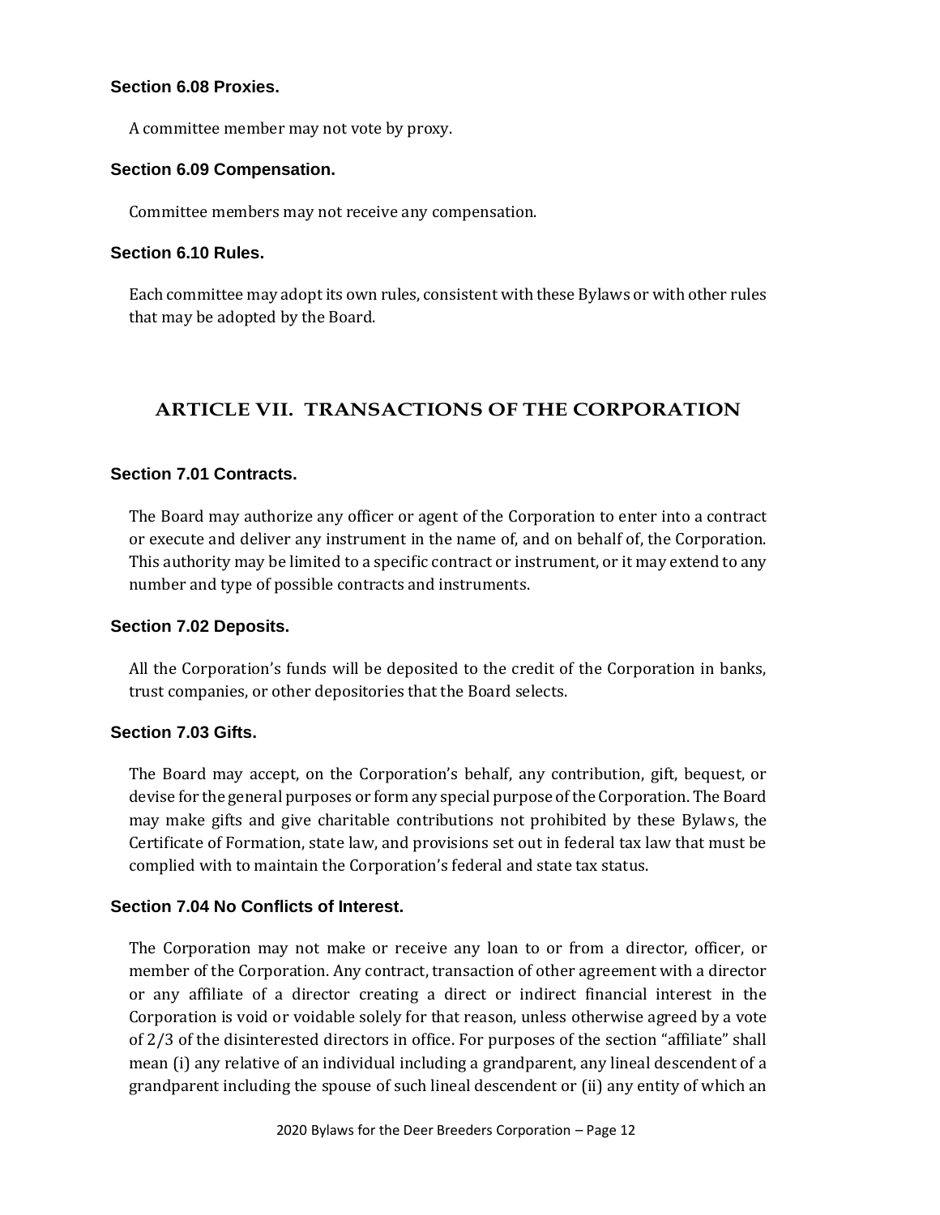### Section 6.08 Proxies.

A committee member may not vote by proxy.

### Section 6.09 Compensation.

Committee members may not receive any compensation.

### Section 6.10 Rules.

Each committee may adopt its own rules, consistent with these Bylaws or with other rules that may be adopted by the Board.

## ARTICLE VII. TRANSACTIONS OF THE CORPORATION

### Section 7.01 Contracts.

The Board may authorize any officer or agent of the Corporation to enter into a contract or execute and deliver any instrument in the name of, and on behalf of, the Corporation. This authority may be limited to a specific contract or instrument, or it may extend to any number and type of possible contracts and instruments.

### Section 7.02 Deposits.

All the Corporation's funds will be deposited to the credit of the Corporation in banks, trust companies, or other depositories that the Board selects.

### Section 7.03 Gifts.

The Board may accept, on the Corporation's behalf, any contribution, gift, bequest, or devise for the general purposes or form any special purpose of the Corporation. The Board may make gifts and give charitable contributions not prohibited by these Bylaws, the Certificate of Formation, state law, and provisions set out in federal tax law that must be complied with to maintain the Corporation's federal and state tax status.

### Section 7.04 No Conflicts of Interest.

The Corporation may not make or receive any loan to or from a director, officer, or member of the Corporation. Any contract, transaction of other agreement with a director or any affiliate of a director creating a direct or indirect financial interest in the Corporation is void or voidable solely for that reason, unless otherwise agreed by a vote of 2/3 of the disinterested directors in office. For purposes of the section "affiliate" shall mean (i) any relative of an individual including a grandparent, any lineal descendent of a grandparent including the spouse of such lineal descendent or (ii) any entity of which an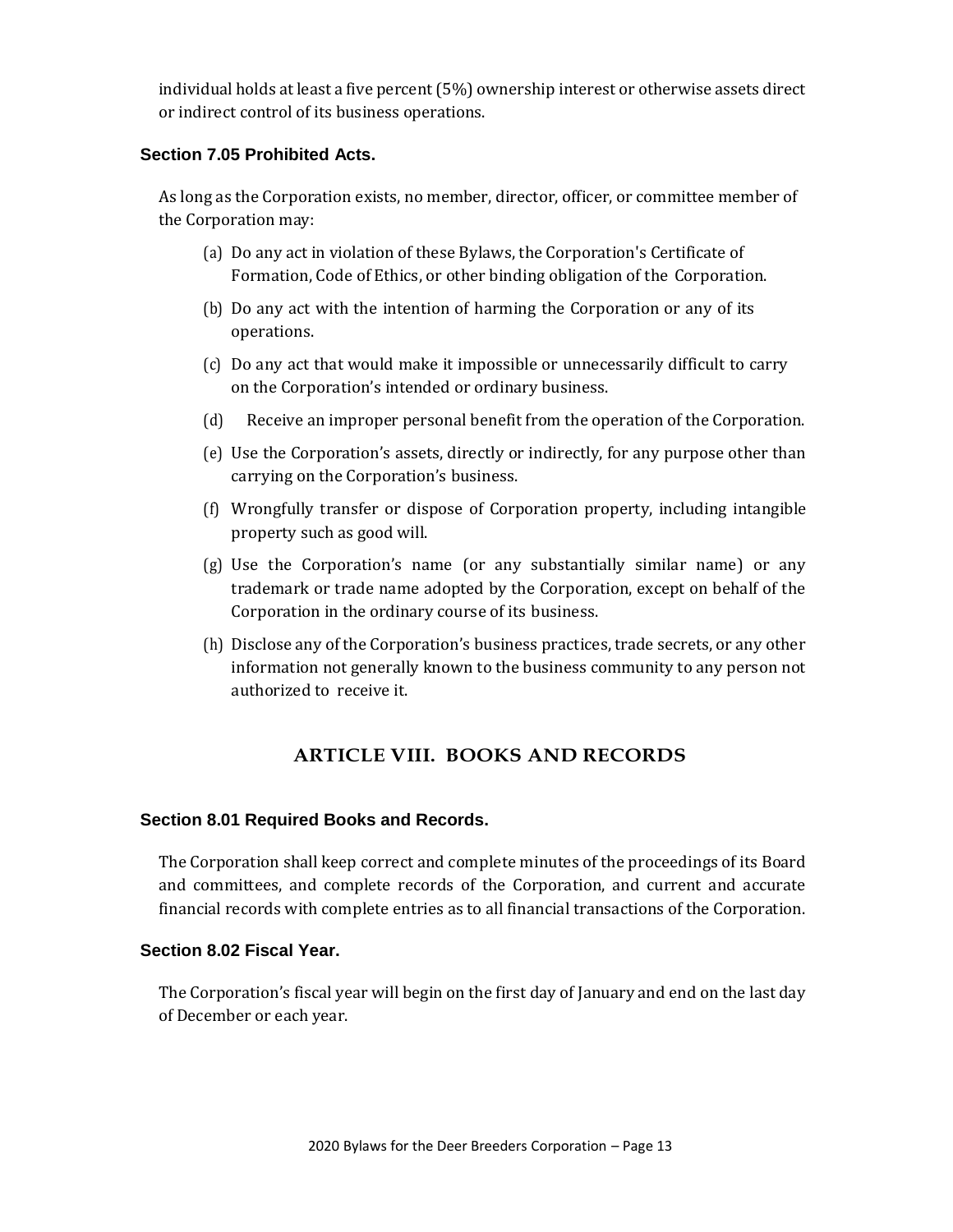individual holds at least a five percent (5%) ownership interest or otherwise assets direct or indirect control of its business operations.

### Section 7.05 Prohibited Acts.

As long as the Corporation exists, no member, director, officer, or committee member of the Corporation may:

(a) Do any act in violation of these Bylaws, the Corporation's Certificate of Formation, Code of Ethics, or other binding obligation of the Corporation.

(b) Do any act with the intention of harming the Corporation or any of its operations.

(c) Do any act that would make it impossible or unnecessarily difficult to carry on the Corporation's intended or ordinary business.

(d) Receive an improper personal benefit from the operation of the Corporation.

(e) Use the Corporation's assets, directly or indirectly, for any purpose other than carrying on the Corporation's business.

(f) Wrongfully transfer or dispose of Corporation property, including intangible property such as good will.

(g) Use the Corporation's name (or any substantially similar name) or any trademark or trade name adopted by the Corporation, except on behalf of the Corporation in the ordinary course of its business.

(h) Disclose any of the Corporation's business practices, trade secrets, or any other information not generally known to the business community to any person not authorized to receive it.

## ARTICLE VIII. BOOKS AND RECORDS

### Section 8.01 Required Books and Records.

The Corporation shall keep correct and complete minutes of the proceedings of its Board and committees, and complete records of the Corporation, and current and accurate financial records with complete entries as to all financial transactions of the Corporation.

### Section 8.02 Fiscal Year.

The Corporation's fiscal year will begin on the first day of January and end on the last day of December or each year.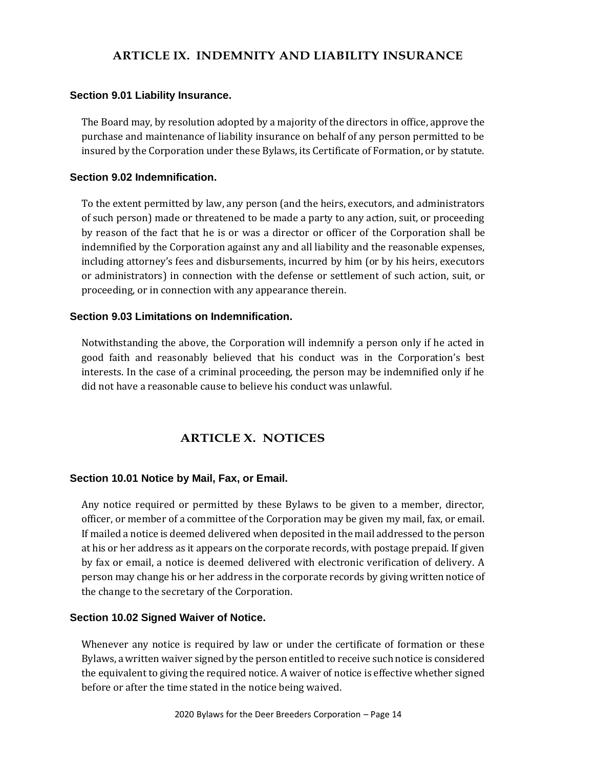## ARTICLE IX. INDEMNITY AND LIABILITY INSURANCE

### Section 9.01 Liability Insurance.

The Board may, by resolution adopted by a majority of the directors in office, approve the purchase and maintenance of liability insurance on behalf of any person permitted to be insured by the Corporation under these Bylaws, its Certificate of Formation, or by statute.

### Section 9.02 Indemnification.

To the extent permitted by law, any person (and the heirs, executors, and administrators of such person) made or threatened to be made a party to any action, suit, or proceeding by reason of the fact that he is or was a director or officer of the Corporation shall be indemnified by the Corporation against any and all liability and the reasonable expenses, including attorney's fees and disbursements, incurred by him (or by his heirs, executors or administrators) in connection with the defense or settlement of such action, suit, or proceeding, or in connection with any appearance therein.

### Section 9.03 Limitations on Indemnification.

Notwithstanding the above, the Corporation will indemnify a person only if he acted in good faith and reasonably believed that his conduct was in the Corporation's best interests. In the case of a criminal proceeding, the person may be indemnified only if he did not have a reasonable cause to believe his conduct was unlawful.

## ARTICLE X. NOTICES

### Section 10.01 Notice by Mail, Fax, or Email.

Any notice required or permitted by these Bylaws to be given to a member, director, officer, or member of a committee of the Corporation may be given my mail, fax, or email. If mailed a notice is deemed delivered when deposited in the mail addressed to the person at his or her address as it appears on the corporate records, with postage prepaid. If given by fax or email, a notice is deemed delivered with electronic verification of delivery. A person may change his or her address in the corporate records by giving written notice of the change to the secretary of the Corporation.

### Section 10.02 Signed Waiver of Notice.

Whenever any notice is required by law or under the certificate of formation or these Bylaws, a written waiver signed by the person entitled to receive such notice is considered the equivalent to giving the required notice. A waiver of notice is effective whether signed before or after the time stated in the notice being waived.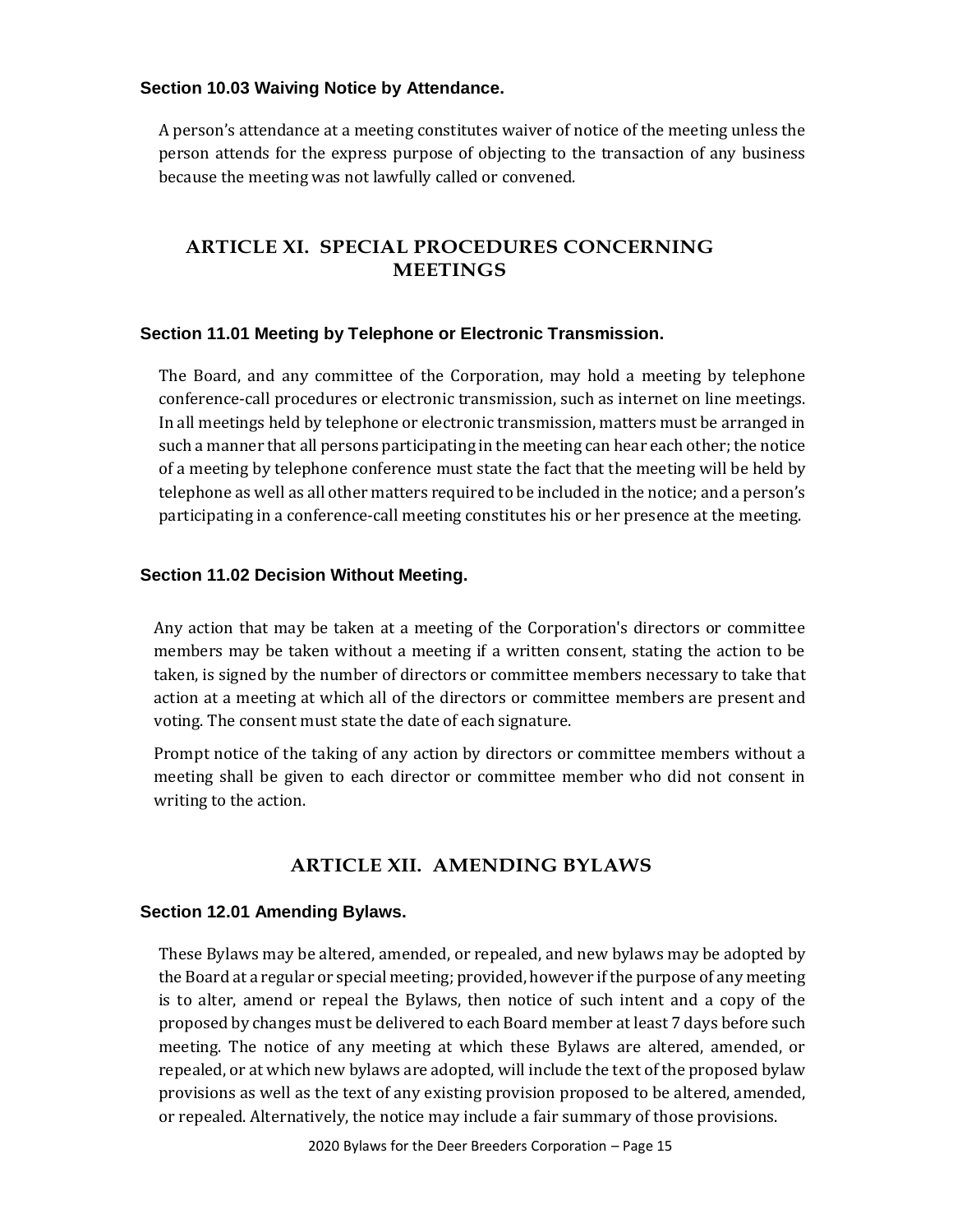### Section 10.03 Waiving Notice by Attendance.

A person's attendance at a meeting constitutes waiver of notice of the meeting unless the person attends for the express purpose of objecting to the transaction of any business because the meeting was not lawfully called or convened.

## ARTICLE XI. SPECIAL PROCEDURES CONCERNING MEETINGS

### Section 11.01 Meeting by Telephone or Electronic Transmission.

The Board, and any committee of the Corporation, may hold a meeting by telephone conference-call procedures or electronic transmission, such as internet on line meetings. In all meetings held by telephone or electronic transmission, matters must be arranged in such a manner that all persons participating in the meeting can hear each other; the notice of a meeting by telephone conference must state the fact that the meeting will be held by telephone as well as all other matters required to be included in the notice; and a person's participating in a conference-call meeting constitutes his or her presence at the meeting.

### Section 11.02 Decision Without Meeting.

Any action that may be taken at a meeting of the Corporation's directors or committee members may be taken without a meeting if a written consent, stating the action to be taken, is signed by the number of directors or committee members necessary to take that action at a meeting at which all of the directors or committee members are present and voting. The consent must state the date of each signature.

Prompt notice of the taking of any action by directors or committee members without a meeting shall be given to each director or committee member who did not consent in writing to the action.

## ARTICLE XII. AMENDING BYLAWS

### Section 12.01 Amending Bylaws.

These Bylaws may be altered, amended, or repealed, and new bylaws may be adopted by the Board at a regular or special meeting; provided, however if the purpose of any meeting is to alter, amend or repeal the Bylaws, then notice of such intent and a copy of the proposed by changes must be delivered to each Board member at least 7 days before such meeting. The notice of any meeting at which these Bylaws are altered, amended, or repealed, or at which new bylaws are adopted, will include the text of the proposed bylaw provisions as well as the text of any existing provision proposed to be altered, amended, or repealed. Alternatively, the notice may include a fair summary of those provisions.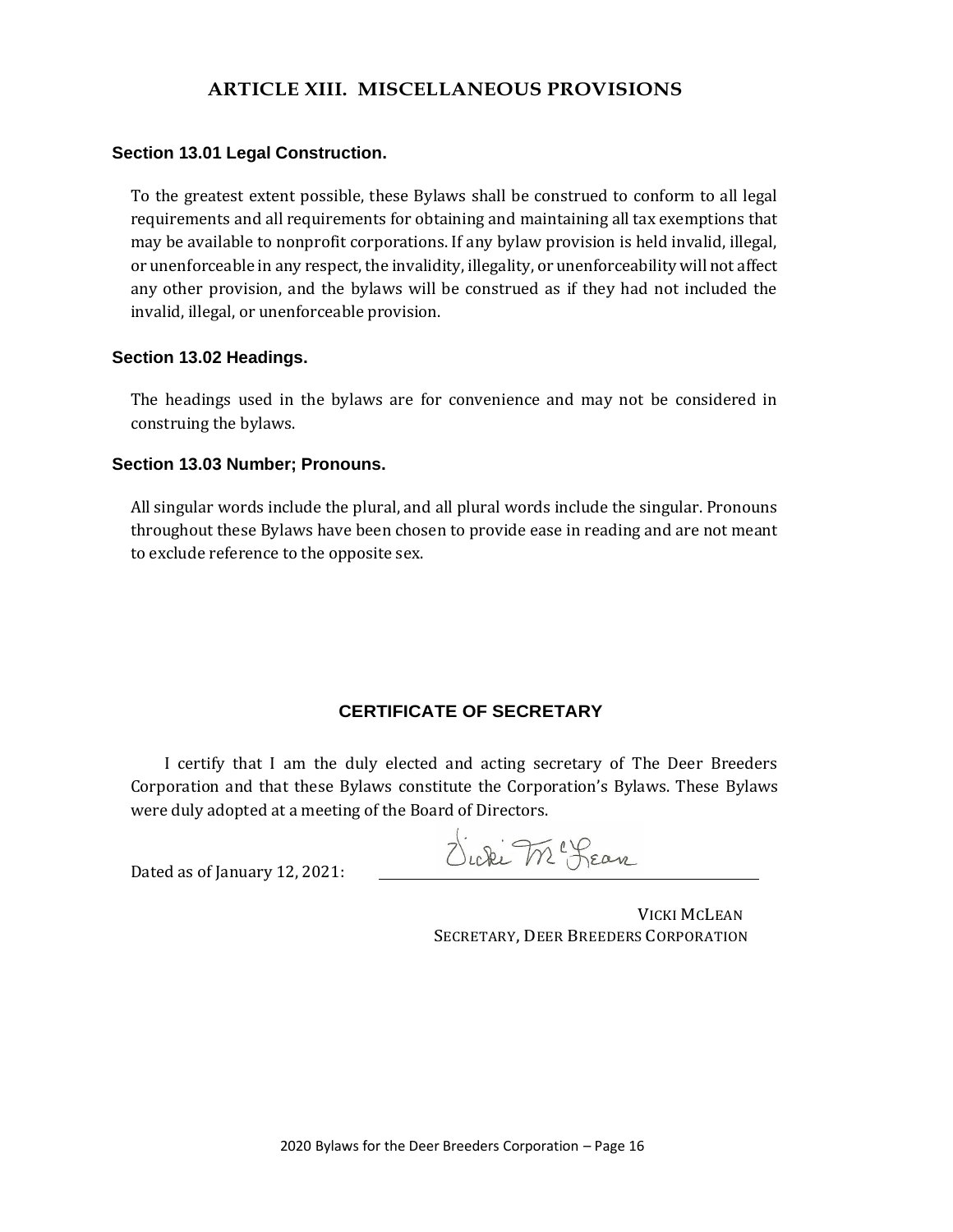## ARTICLE XIII. MISCELLANEOUS PROVISIONS

### Section 13.01 Legal Construction.

To the greatest extent possible, these Bylaws shall be construed to conform to all legal requirements and all requirements for obtaining and maintaining all tax exemptions that may be available to nonprofit corporations. If any bylaw provision is held invalid, illegal, or unenforceable in any respect, the invalidity, illegality, or unenforceability will not affect any other provision, and the bylaws will be construed as if they had not included the invalid, illegal, or unenforceable provision.

### Section 13.02 Headings.

The headings used in the bylaws are for convenience and may not be considered in construing the bylaws.

### Section 13.03 Number; Pronouns.

All singular words include the plural, and all plural words include the singular. Pronouns throughout these Bylaws have been chosen to provide ease in reading and are not meant to exclude reference to the opposite sex.

## CERTIFICATE OF SECRETARY

I certify that I am the duly elected and acting secretary of The Deer Breeders Corporation and that these Bylaws constitute the Corporation's Bylaws. These Bylaws were duly adopted at a meeting of the Board of Directors.

Dated as of January 12, 2021: Vicki McLean

VICKI MCLEAN
SECRETARY, DEER BREEDERS CORPORATION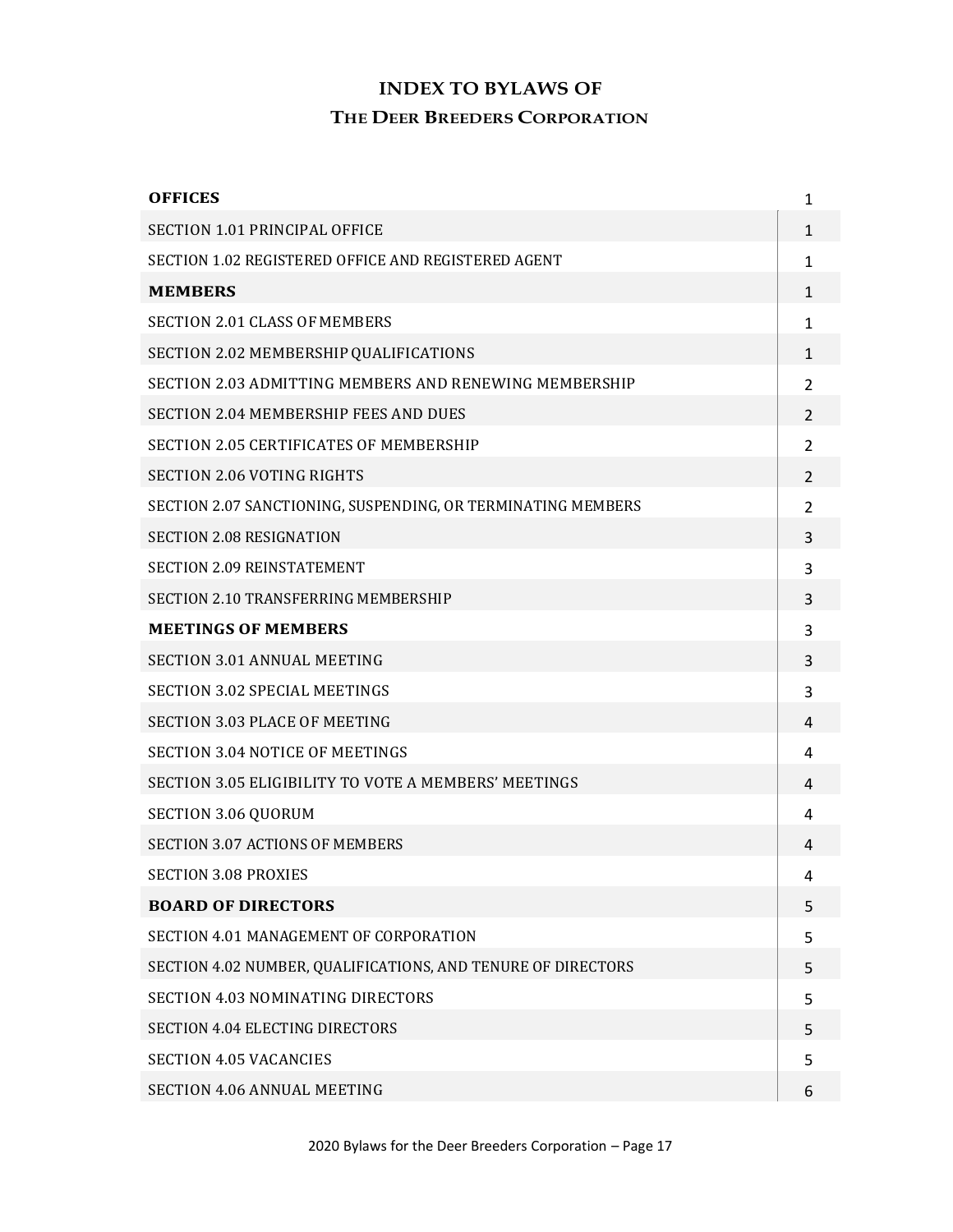# INDEX TO BYLAWS OF
## THE DEER BREEDERS CORPORATION

| | |
|---|---|
| **OFFICES** | 1 |
| SECTION 1.01 PRINCIPAL OFFICE | 1 |
| SECTION 1.02 REGISTERED OFFICE AND REGISTERED AGENT | 1 |
| **MEMBERS** | 1 |
| SECTION 2.01 CLASS OF MEMBERS | 1 |
| SECTION 2.02 MEMBERSHIP QUALIFICATIONS | 1 |
| SECTION 2.03 ADMITTING MEMBERS AND RENEWING MEMBERSHIP | 2 |
| SECTION 2.04 MEMBERSHIP FEES AND DUES | 2 |
| SECTION 2.05 CERTIFICATES OF MEMBERSHIP | 2 |
| SECTION 2.06 VOTING RIGHTS | 2 |
| SECTION 2.07 SANCTIONING, SUSPENDING, OR TERMINATING MEMBERS | 2 |
| SECTION 2.08 RESIGNATION | 3 |
| SECTION 2.09 REINSTATEMENT | 3 |
| SECTION 2.10 TRANSFERRING MEMBERSHIP | 3 |
| **MEETINGS OF MEMBERS** | 3 |
| SECTION 3.01 ANNUAL MEETING | 3 |
| SECTION 3.02 SPECIAL MEETINGS | 3 |
| SECTION 3.03 PLACE OF MEETING | 4 |
| SECTION 3.04 NOTICE OF MEETINGS | 4 |
| SECTION 3.05 ELIGIBILITY TO VOTE A MEMBERS' MEETINGS | 4 |
| SECTION 3.06 QUORUM | 4 |
| SECTION 3.07 ACTIONS OF MEMBERS | 4 |
| SECTION 3.08 PROXIES | 4 |
| **BOARD OF DIRECTORS** | 5 |
| SECTION 4.01 MANAGEMENT OF CORPORATION | 5 |
| SECTION 4.02 NUMBER, QUALIFICATIONS, AND TENURE OF DIRECTORS | 5 |
| SECTION 4.03 NOMINATING DIRECTORS | 5 |
| SECTION 4.04 ELECTING DIRECTORS | 5 |
| SECTION 4.05 VACANCIES | 5 |
| SECTION 4.06 ANNUAL MEETING | 6 |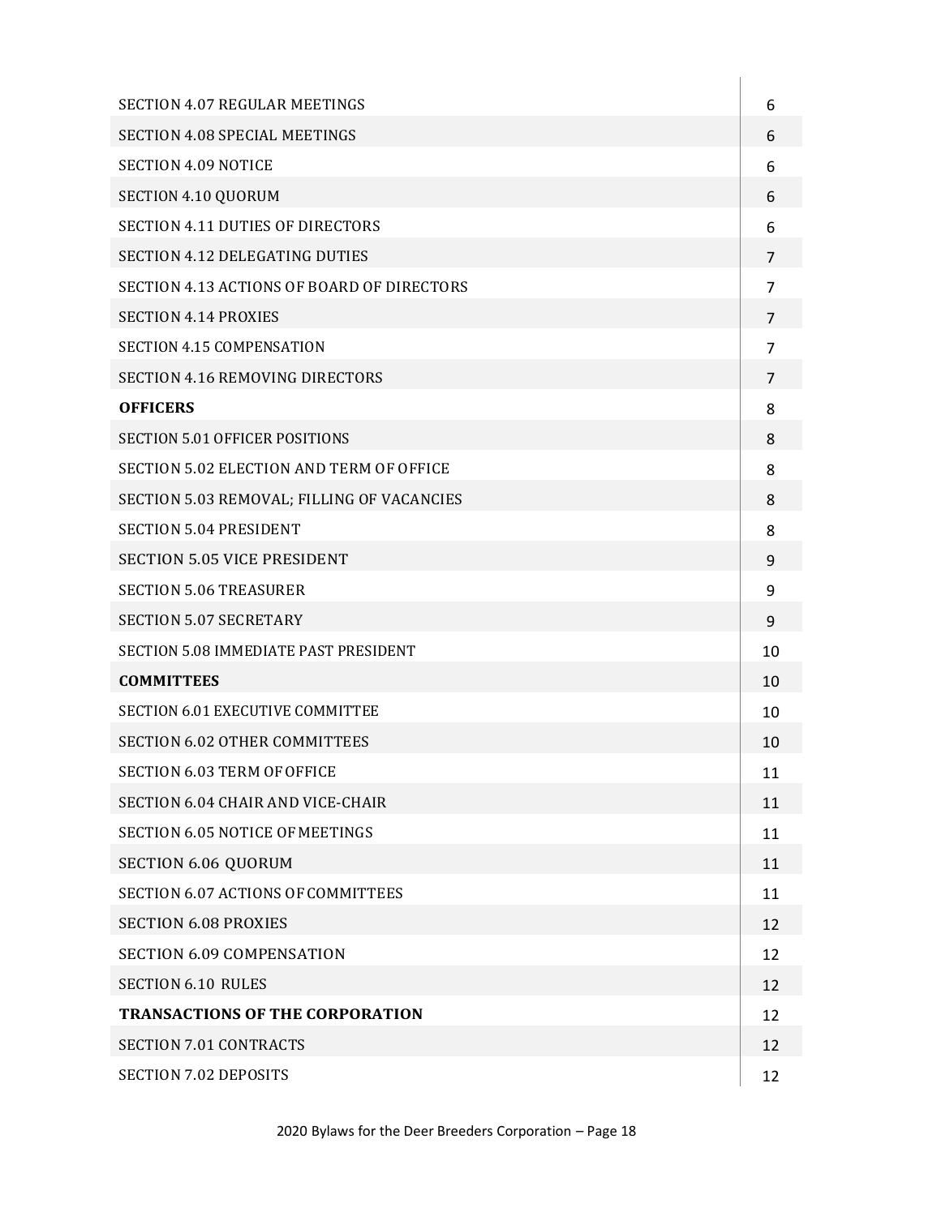| | |
|---|---|
| SECTION 4.07 REGULAR MEETINGS | 6 |
| SECTION 4.08 SPECIAL MEETINGS | 6 |
| SECTION 4.09 NOTICE | 6 |
| SECTION 4.10 QUORUM | 6 |
| SECTION 4.11 DUTIES OF DIRECTORS | 6 |
| SECTION 4.12 DELEGATING DUTIES | 7 |
| SECTION 4.13 ACTIONS OF BOARD OF DIRECTORS | 7 |
| SECTION 4.14 PROXIES | 7 |
| SECTION 4.15 COMPENSATION | 7 |
| SECTION 4.16 REMOVING DIRECTORS | 7 |
| **OFFICERS** | 8 |
| SECTION 5.01 OFFICER POSITIONS | 8 |
| SECTION 5.02 ELECTION AND TERM OF OFFICE | 8 |
| SECTION 5.03 REMOVAL; FILLING OF VACANCIES | 8 |
| SECTION 5.04 PRESIDENT | 8 |
| SECTION 5.05 VICE PRESIDENT | 9 |
| SECTION 5.06 TREASURER | 9 |
| SECTION 5.07 SECRETARY | 9 |
| SECTION 5.08 IMMEDIATE PAST PRESIDENT | 10 |
| **COMMITTEES** | 10 |
| SECTION 6.01 EXECUTIVE COMMITTEE | 10 |
| SECTION 6.02 OTHER COMMITTEES | 10 |
| SECTION 6.03 TERM OF OFFICE | 11 |
| SECTION 6.04 CHAIR AND VICE-CHAIR | 11 |
| SECTION 6.05 NOTICE OF MEETINGS | 11 |
| SECTION 6.06 QUORUM | 11 |
| SECTION 6.07 ACTIONS OF COMMITTEES | 11 |
| SECTION 6.08 PROXIES | 12 |
| SECTION 6.09 COMPENSATION | 12 |
| SECTION 6.10 RULES | 12 |
| **TRANSACTIONS OF THE CORPORATION** | 12 |
| SECTION 7.01 CONTRACTS | 12 |
| SECTION 7.02 DEPOSITS | 12 |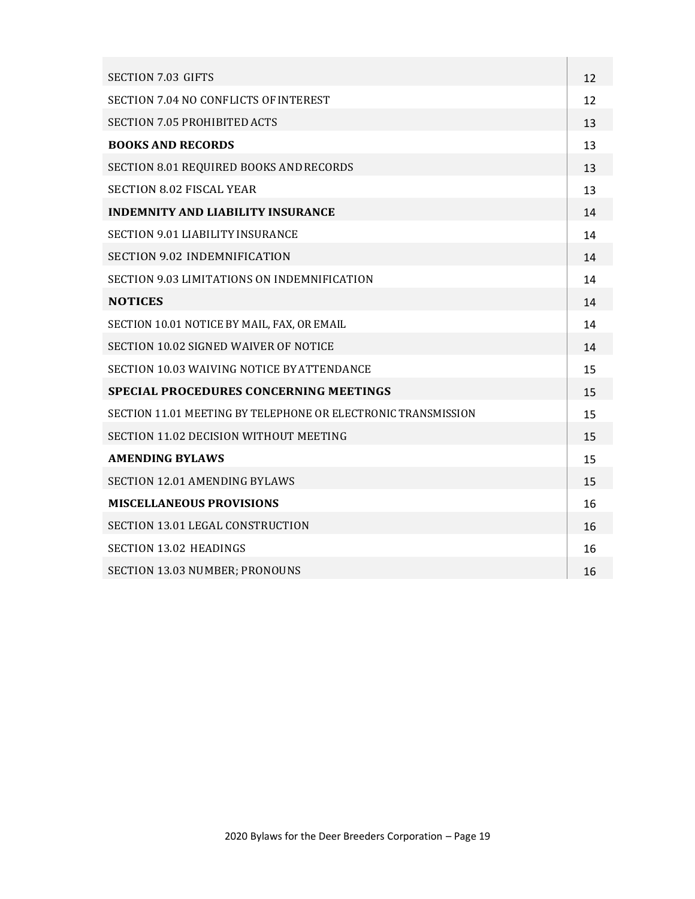| | |
|---|---|
| SECTION 7.03 GIFTS | 12 |
| SECTION 7.04 NO CONFLICTS OF INTEREST | 12 |
| SECTION 7.05 PROHIBITED ACTS | 13 |
| **BOOKS AND RECORDS** | 13 |
| SECTION 8.01 REQUIRED BOOKS AND RECORDS | 13 |
| SECTION 8.02 FISCAL YEAR | 13 |
| **INDEMNITY AND LIABILITY INSURANCE** | 14 |
| SECTION 9.01 LIABILITY INSURANCE | 14 |
| SECTION 9.02 INDEMNIFICATION | 14 |
| SECTION 9.03 LIMITATIONS ON INDEMNIFICATION | 14 |
| **NOTICES** | 14 |
| SECTION 10.01 NOTICE BY MAIL, FAX, OR EMAIL | 14 |
| SECTION 10.02 SIGNED WAIVER OF NOTICE | 14 |
| SECTION 10.03 WAIVING NOTICE BY ATTENDANCE | 15 |
| **SPECIAL PROCEDURES CONCERNING MEETINGS** | 15 |
| SECTION 11.01 MEETING BY TELEPHONE OR ELECTRONIC TRANSMISSION | 15 |
| SECTION 11.02 DECISION WITHOUT MEETING | 15 |
| **AMENDING BYLAWS** | 15 |
| SECTION 12.01 AMENDING BYLAWS | 15 |
| **MISCELLANEOUS PROVISIONS** | 16 |
| SECTION 13.01 LEGAL CONSTRUCTION | 16 |
| SECTION 13.02 HEADINGS | 16 |
| SECTION 13.03 NUMBER; PRONOUNS | 16 |